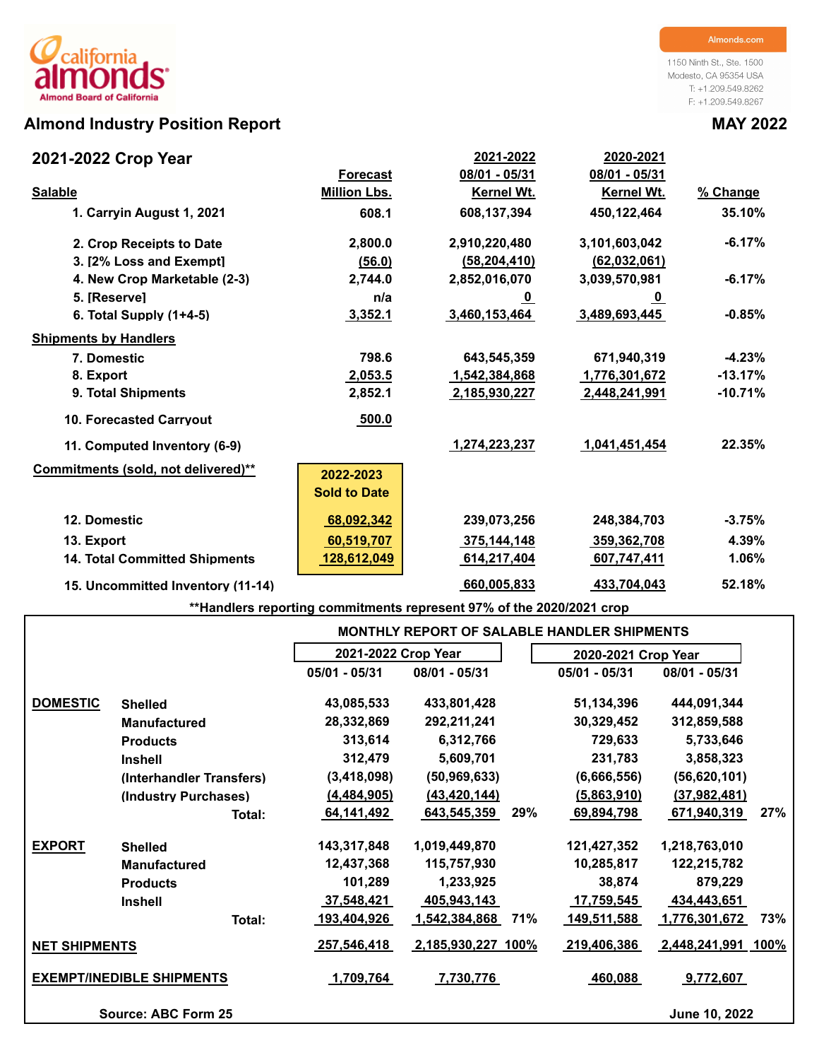california almonds
Almond Board of California

Almonds.com

1150 Ninth St., Ste. 1500
Modesto, CA 95354 USA
T: +1.209.549.8262
F: +1.209.549.8267

# Almond Industry Position Report

**MAY 2022**

## 2021-2022 Crop Year

| Salable | Forecast Million Lbs. | 2021-2022 08/01 - 05/31 Kernel Wt. | 2020-2021 08/01 - 05/31 Kernel Wt. | % Change |
|---|---|---|---|---|
| 1. Carryin August 1, 2021 | 608.1 | 608,137,394 | 450,122,464 | 35.10% |
| 2. Crop Receipts to Date | 2,800.0 | 2,910,220,480 | 3,101,603,042 | -6.17% |
| 3. [2% Loss and Exempt] | (56.0) | (58,204,410) | (62,032,061) | |
| 4. New Crop Marketable (2-3) | 2,744.0 | 2,852,016,070 | 3,039,570,981 | -6.17% |
| 5. [Reserve] | n/a | 0 | 0 | |
| 6. Total Supply (1+4-5) | 3,352.1 | 3,460,153,464 | 3,489,693,445 | -0.85% |
| **Shipments by Handlers** | | | | |
| 7. Domestic | 798.6 | 643,545,359 | 671,940,319 | -4.23% |
| 8. Export | 2,053.5 | 1,542,384,868 | 1,776,301,672 | -13.17% |
| 9. Total Shipments | 2,852.1 | 2,185,930,227 | 2,448,241,991 | -10.71% |
| 10. Forecasted Carryout | 500.0 | | | |
| 11. Computed Inventory (6-9) | | 1,274,223,237 | 1,041,451,454 | 22.35% |
| **Commitments (sold, not delivered)\*\*** | **2022-2023 Sold to Date** | | | |
| 12. Domestic | 68,092,342 | 239,073,256 | 248,384,703 | -3.75% |
| 13. Export | 60,519,707 | 375,144,148 | 359,362,708 | 4.39% |
| 14. Total Committed Shipments | 128,612,049 | 614,217,404 | 607,747,411 | 1.06% |
| 15. Uncommitted Inventory (11-14) | | 660,005,833 | 433,704,043 | 52.18% |

\*\*Handlers reporting commitments represent 97% of the 2020/2021 crop

### MONTHLY REPORT OF SALABLE HANDLER SHIPMENTS

| | | 2021-2022 Crop Year 05/01 - 05/31 | 2021-2022 Crop Year 08/01 - 05/31 | | 2020-2021 Crop Year 05/01 - 05/31 | 2020-2021 Crop Year 08/01 - 05/31 | |
|---|---|---|---|---|---|---|---|
| **DOMESTIC** | Shelled | 43,085,533 | 433,801,428 | | 51,134,396 | 444,091,344 | |
| | Manufactured | 28,332,869 | 292,211,241 | | 30,329,452 | 312,859,588 | |
| | Products | 313,614 | 6,312,766 | | 729,633 | 5,733,646 | |
| | Inshell | 312,479 | 5,609,701 | | 231,783 | 3,858,323 | |
| | (Interhandler Transfers) | (3,418,098) | (50,969,633) | | (6,666,556) | (56,620,101) | |
| | (Industry Purchases) | (4,484,905) | (43,420,144) | | (5,863,910) | (37,982,481) | |
| | Total: | 64,141,492 | 643,545,359 | 29% | 69,894,798 | 671,940,319 | 27% |
| **EXPORT** | Shelled | 143,317,848 | 1,019,449,870 | | 121,427,352 | 1,218,763,010 | |
| | Manufactured | 12,437,368 | 115,757,930 | | 10,285,817 | 122,215,782 | |
| | Products | 101,289 | 1,233,925 | | 38,874 | 879,229 | |
| | Inshell | 37,548,421 | 405,943,143 | | 17,759,545 | 434,443,651 | |
| | Total: | 193,404,926 | 1,542,384,868 | 71% | 149,511,588 | 1,776,301,672 | 73% |
| **NET SHIPMENTS** | | 257,546,418 | 2,185,930,227 | 100% | 219,406,386 | 2,448,241,991 | 100% |
| **EXEMPT/INEDIBLE SHIPMENTS** | | 1,709,764 | 7,730,776 | | 460,088 | 9,772,607 | |

Source: ABC Form 25

June 10, 2022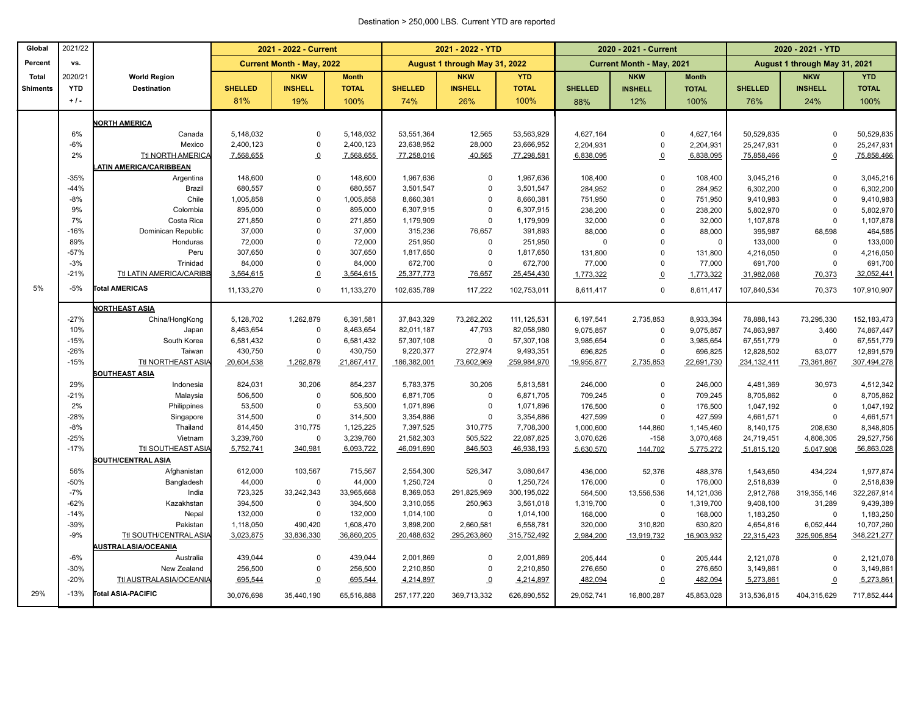Destination > 250,000 LBS. Current YTD are reported

| Global Percent Total Shiments | 2021/22 vs. 2020/21 YTD + / - | World Region Destination | 2021 - 2022 - Current | | | 2021 - 2022 - YTD | | | 2020 - 2021 - Current | | | 2020 - 2021 - YTD | | |
|---|---|---|---|---|---|---|---|---|---|---|---|---|---|---|
| | | | Current Month - May, 2022 | | | August 1 through May 31, 2022 | | | Current Month - May, 2021 | | | August 1 through May 31, 2021 | | |
| | | | SHELLED 81% | NKW INSHELL 19% | Month TOTAL 100% | SHELLED 74% | NKW INSHELL 26% | YTD TOTAL 100% | SHELLED 88% | NKW INSHELL 12% | Month TOTAL 100% | SHELLED 76% | NKW INSHELL 24% | YTD TOTAL 100% |
| | | **NORTH AMERICA** | | | | | | | | | | | | |
| | 6% | Canada | 5,148,032 | 0 | 5,148,032 | 53,551,364 | 12,565 | 53,563,929 | 4,627,164 | 0 | 4,627,164 | 50,529,835 | 0 | 50,529,835 |
| | -6% | Mexico | 2,400,123 | 0 | 2,400,123 | 23,638,952 | 28,000 | 23,666,952 | 2,204,931 | 0 | 2,204,931 | 25,247,931 | 0 | 25,247,931 |
| | 2% | Ttl NORTH AMERICA | 7,568,655 | 0 | 7,568,655 | 77,258,016 | 40,565 | 77,298,581 | 6,838,095 | 0 | 6,838,095 | 75,858,466 | 0 | 75,858,466 |
| | | **LATIN AMERICA/CARIBBEAN** | | | | | | | | | | | | |
| | -35% | Argentina | 148,600 | 0 | 148,600 | 1,967,636 | 0 | 1,967,636 | 108,400 | 0 | 108,400 | 3,045,216 | 0 | 3,045,216 |
| | -44% | Brazil | 680,557 | 0 | 680,557 | 3,501,547 | 0 | 3,501,547 | 284,952 | 0 | 284,952 | 6,302,200 | 0 | 6,302,200 |
| | -8% | Chile | 1,005,858 | 0 | 1,005,858 | 8,660,381 | 0 | 8,660,381 | 751,950 | 0 | 751,950 | 9,410,983 | 0 | 9,410,983 |
| | 9% | Colombia | 895,000 | 0 | 895,000 | 6,307,915 | 0 | 6,307,915 | 238,200 | 0 | 238,200 | 5,802,970 | 0 | 5,802,970 |
| | 7% | Costa Rica | 271,850 | 0 | 271,850 | 1,179,909 | 0 | 1,179,909 | 32,000 | 0 | 32,000 | 1,107,878 | 0 | 1,107,878 |
| | -16% | Dominican Republic | 37,000 | 0 | 37,000 | 315,236 | 76,657 | 391,893 | 88,000 | 0 | 88,000 | 395,987 | 68,598 | 464,585 |
| | 89% | Honduras | 72,000 | 0 | 72,000 | 251,950 | 0 | 251,950 | 0 | 0 | 0 | 133,000 | 0 | 133,000 |
| | -57% | Peru | 307,650 | 0 | 307,650 | 1,817,650 | 0 | 1,817,650 | 131,800 | 0 | 131,800 | 4,216,050 | 0 | 4,216,050 |
| | -3% | Trinidad | 84,000 | 0 | 84,000 | 672,700 | 0 | 672,700 | 77,000 | 0 | 77,000 | 691,700 | 0 | 691,700 |
| | -21% | Ttl LATIN AMERICA/CARIBB | 3,564,615 | 0 | 3,564,615 | 25,377,773 | 76,657 | 25,454,430 | 1,773,322 | 0 | 1,773,322 | 31,982,068 | 70,373 | 32,052,441 |
| 5% | -5% | **Total AMERICAS** | 11,133,270 | 0 | 11,133,270 | 102,635,789 | 117,222 | 102,753,011 | 8,611,417 | 0 | 8,611,417 | 107,840,534 | 70,373 | 107,910,907 |
| | | **NORTHEAST ASIA** | | | | | | | | | | | | |
| | -27% | China/HongKong | 5,128,702 | 1,262,879 | 6,391,581 | 37,843,329 | 73,282,202 | 111,125,531 | 6,197,541 | 2,735,853 | 8,933,394 | 78,888,143 | 73,295,330 | 152,183,473 |
| | 10% | Japan | 8,463,654 | 0 | 8,463,654 | 82,011,187 | 47,793 | 82,058,980 | 9,075,857 | 0 | 9,075,857 | 74,863,987 | 3,460 | 74,867,447 |
| | -15% | South Korea | 6,581,432 | 0 | 6,581,432 | 57,307,108 | 0 | 57,307,108 | 3,985,654 | 0 | 3,985,654 | 67,551,779 | 0 | 67,551,779 |
| | -26% | Taiwan | 430,750 | 0 | 430,750 | 9,220,377 | 272,974 | 9,493,351 | 696,825 | 0 | 696,825 | 12,828,502 | 63,077 | 12,891,579 |
| | -15% | Ttl NORTHEAST ASIA | 20,604,538 | 1,262,879 | 21,867,417 | 186,382,001 | 73,602,969 | 259,984,970 | 19,955,877 | 2,735,853 | 22,691,730 | 234,132,411 | 73,361,867 | 307,494,278 |
| | | **SOUTHEAST ASIA** | | | | | | | | | | | | |
| | 29% | Indonesia | 824,031 | 30,206 | 854,237 | 5,783,375 | 30,206 | 5,813,581 | 246,000 | 0 | 246,000 | 4,481,369 | 30,973 | 4,512,342 |
| | -21% | Malaysia | 506,500 | 0 | 506,500 | 6,871,705 | 0 | 6,871,705 | 709,245 | 0 | 709,245 | 8,705,862 | 0 | 8,705,862 |
| | 2% | Philippines | 53,500 | 0 | 53,500 | 1,071,896 | 0 | 1,071,896 | 176,500 | 0 | 176,500 | 1,047,192 | 0 | 1,047,192 |
| | -28% | Singapore | 314,500 | 0 | 314,500 | 3,354,886 | 0 | 3,354,886 | 427,599 | 0 | 427,599 | 4,661,571 | 0 | 4,661,571 |
| | -8% | Thailand | 814,450 | 310,775 | 1,125,225 | 7,397,525 | 310,775 | 7,708,300 | 1,000,600 | 144,860 | 1,145,460 | 8,140,175 | 208,630 | 8,348,805 |
| | -25% | Vietnam | 3,239,760 | 0 | 3,239,760 | 21,582,303 | 505,522 | 22,087,825 | 3,070,626 | -158 | 3,070,468 | 24,719,451 | 4,808,305 | 29,527,756 |
| | -17% | Ttl SOUTHEAST ASIA | 5,752,741 | 340,981 | 6,093,722 | 46,091,690 | 846,503 | 46,938,193 | 5,630,570 | 144,702 | 5,775,272 | 51,815,120 | 5,047,908 | 56,863,028 |
| | | **SOUTH/CENTRAL ASIA** | | | | | | | | | | | | |
| | 56% | Afghanistan | 612,000 | 103,567 | 715,567 | 2,554,300 | 526,347 | 3,080,647 | 436,000 | 52,376 | 488,376 | 1,543,650 | 434,224 | 1,977,874 |
| | -50% | Bangladesh | 44,000 | 0 | 44,000 | 1,250,724 | 0 | 1,250,724 | 176,000 | 0 | 176,000 | 2,518,839 | 0 | 2,518,839 |
| | -7% | India | 723,325 | 33,242,343 | 33,965,668 | 8,369,053 | 291,825,969 | 300,195,022 | 564,500 | 13,556,536 | 14,121,036 | 2,912,768 | 319,355,146 | 322,267,914 |
| | -62% | Kazakhstan | 394,500 | 0 | 394,500 | 3,310,055 | 250,963 | 3,561,018 | 1,319,700 | 0 | 1,319,700 | 9,408,100 | 31,289 | 9,439,389 |
| | -14% | Nepal | 132,000 | 0 | 132,000 | 1,014,100 | 0 | 1,014,100 | 168,000 | 0 | 168,000 | 1,183,250 | 0 | 1,183,250 |
| | -39% | Pakistan | 1,118,050 | 490,420 | 1,608,470 | 3,898,200 | 2,660,581 | 6,558,781 | 320,000 | 310,820 | 630,820 | 4,654,816 | 6,052,444 | 10,707,260 |
| | -9% | Ttl SOUTH/CENTRAL ASIA | 3,023,875 | 33,836,330 | 36,860,205 | 20,488,632 | 295,263,860 | 315,752,492 | 2,984,200 | 13,919,732 | 16,903,932 | 22,315,423 | 325,905,854 | 348,221,277 |
| | | **AUSTRALASIA/OCEANIA** | | | | | | | | | | | | |
| | -6% | Australia | 439,044 | 0 | 439,044 | 2,001,869 | 0 | 2,001,869 | 205,444 | 0 | 205,444 | 2,121,078 | 0 | 2,121,078 |
| | -30% | New Zealand | 256,500 | 0 | 256,500 | 2,210,850 | 0 | 2,210,850 | 276,650 | 0 | 276,650 | 3,149,861 | 0 | 3,149,861 |
| | -20% | Ttl AUSTRALASIA/OCEANIA | 695,544 | 0 | 695,544 | 4,214,897 | 0 | 4,214,897 | 482,094 | 0 | 482,094 | 5,273,861 | 0 | 5,273,861 |
| 29% | -13% | **Total ASIA-PACIFIC** | 30,076,698 | 35,440,190 | 65,516,888 | 257,177,220 | 369,713,332 | 626,890,552 | 29,052,741 | 16,800,287 | 45,853,028 | 313,536,815 | 404,315,629 | 717,852,444 |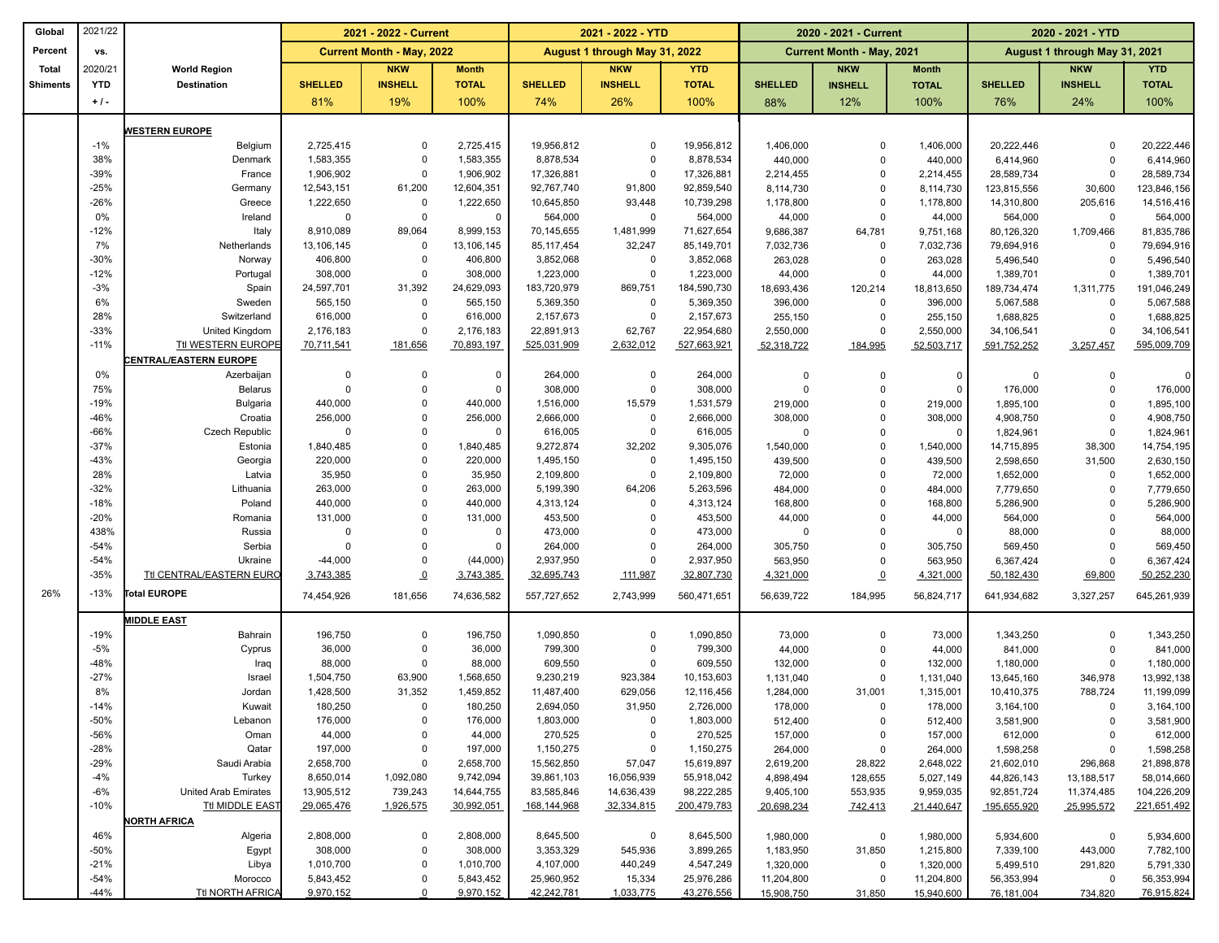| Global Percent Total Shiments | 2021/22 vs. 2020/21 YTD + / - | World Region Destination | 2021 - 2022 - Current Current Month - May, 2022 SHELLED 81% | NKW INSHELL 19% | Month TOTAL 100% | 2021 - 2022 - YTD August 1 through May 31, 2022 SHELLED 74% | NKW INSHELL 26% | YTD TOTAL 100% | 2020 - 2021 - Current Current Month - May, 2021 SHELLED 88% | NKW INSHELL 12% | Month TOTAL 100% | 2020 - 2021 - YTD August 1 through May 31, 2021 SHELLED 76% | NKW INSHELL 24% | YTD TOTAL 100% |
|---|---|---|---|---|---|---|---|---|---|---|---|---|---|---|
| | | **WESTERN EUROPE** | | | | | | | | | | | | |
| | -1% | Belgium | 2,725,415 | 0 | 2,725,415 | 19,956,812 | 0 | 19,956,812 | 1,406,000 | 0 | 1,406,000 | 20,222,446 | 0 | 20,222,446 |
| | 38% | Denmark | 1,583,355 | 0 | 1,583,355 | 8,878,534 | 0 | 8,878,534 | 440,000 | 0 | 440,000 | 6,414,960 | 0 | 6,414,960 |
| | -39% | France | 1,906,902 | 0 | 1,906,902 | 17,326,881 | 0 | 17,326,881 | 2,214,455 | 0 | 2,214,455 | 28,589,734 | 0 | 28,589,734 |
| | -25% | Germany | 12,543,151 | 61,200 | 12,604,351 | 92,767,740 | 91,800 | 92,859,540 | 8,114,730 | 0 | 8,114,730 | 123,815,556 | 30,600 | 123,846,156 |
| | -26% | Greece | 1,222,650 | 0 | 1,222,650 | 10,645,850 | 93,448 | 10,739,298 | 1,178,800 | 0 | 1,178,800 | 14,310,800 | 205,616 | 14,516,416 |
| | 0% | Ireland | 0 | 0 | 0 | 564,000 | 0 | 564,000 | 44,000 | 0 | 44,000 | 564,000 | 0 | 564,000 |
| | -12% | Italy | 8,910,089 | 89,064 | 8,999,153 | 70,145,655 | 1,481,999 | 71,627,654 | 9,686,387 | 64,781 | 9,751,168 | 80,126,320 | 1,709,466 | 81,835,786 |
| | 7% | Netherlands | 13,106,145 | 0 | 13,106,145 | 85,117,454 | 32,247 | 85,149,701 | 7,032,736 | 0 | 7,032,736 | 79,694,916 | 0 | 79,694,916 |
| | -30% | Norway | 406,800 | 0 | 406,800 | 3,852,068 | 0 | 3,852,068 | 263,028 | 0 | 263,028 | 5,496,540 | 0 | 5,496,540 |
| | -12% | Portugal | 308,000 | 0 | 308,000 | 1,223,000 | 0 | 1,223,000 | 44,000 | 0 | 44,000 | 1,389,701 | 0 | 1,389,701 |
| | -3% | Spain | 24,597,701 | 31,392 | 24,629,093 | 183,720,979 | 869,751 | 184,590,730 | 18,693,436 | 120,214 | 18,813,650 | 189,734,474 | 1,311,775 | 191,046,249 |
| | 6% | Sweden | 565,150 | 0 | 565,150 | 5,369,350 | 0 | 5,369,350 | 396,000 | 0 | 396,000 | 5,067,588 | 0 | 5,067,588 |
| | 28% | Switzerland | 616,000 | 0 | 616,000 | 2,157,673 | 0 | 2,157,673 | 255,150 | 0 | 255,150 | 1,688,825 | 0 | 1,688,825 |
| | -33% | United Kingdom | 2,176,183 | 0 | 2,176,183 | 22,891,913 | 62,767 | 22,954,680 | 2,550,000 | 0 | 2,550,000 | 34,106,541 | 0 | 34,106,541 |
| | -11% | Ttl WESTERN EUROPE | 70,711,541 | 181,656 | 70,893,197 | 525,031,909 | 2,632,012 | 527,663,921 | 52,318,722 | 184,995 | 52,503,717 | 591,752,252 | 3,257,457 | 595,009,709 |
| | | **CENTRAL/EASTERN EUROPE** | | | | | | | | | | | | |
| | 0% | Azerbaijan | 0 | 0 | 0 | 264,000 | 0 | 264,000 | 0 | 0 | 0 | 0 | 0 | 0 |
| | 75% | Belarus | 0 | 0 | 0 | 308,000 | 0 | 308,000 | 0 | 0 | 0 | 176,000 | 0 | 176,000 |
| | -19% | Bulgaria | 440,000 | 0 | 440,000 | 1,516,000 | 15,579 | 1,531,579 | 219,000 | 0 | 219,000 | 1,895,100 | 0 | 1,895,100 |
| | -46% | Croatia | 256,000 | 0 | 256,000 | 2,666,000 | 0 | 2,666,000 | 308,000 | 0 | 308,000 | 4,908,750 | 0 | 4,908,750 |
| | -66% | Czech Republic | 0 | 0 | 0 | 616,005 | 0 | 616,005 | 0 | 0 | 0 | 1,824,961 | 0 | 1,824,961 |
| | -37% | Estonia | 1,840,485 | 0 | 1,840,485 | 9,272,874 | 32,202 | 9,305,076 | 1,540,000 | 0 | 1,540,000 | 14,715,895 | 38,300 | 14,754,195 |
| | -43% | Georgia | 220,000 | 0 | 220,000 | 1,495,150 | 0 | 1,495,150 | 439,500 | 0 | 439,500 | 2,598,650 | 31,500 | 2,630,150 |
| | 28% | Latvia | 35,950 | 0 | 35,950 | 2,109,800 | 0 | 2,109,800 | 72,000 | 0 | 72,000 | 1,652,000 | 0 | 1,652,000 |
| | -32% | Lithuania | 263,000 | 0 | 263,000 | 5,199,390 | 64,206 | 5,263,596 | 484,000 | 0 | 484,000 | 7,779,650 | 0 | 7,779,650 |
| | -18% | Poland | 440,000 | 0 | 440,000 | 4,313,124 | 0 | 4,313,124 | 168,800 | 0 | 168,800 | 5,286,900 | 0 | 5,286,900 |
| | -20% | Romania | 131,000 | 0 | 131,000 | 453,500 | 0 | 453,500 | 44,000 | 0 | 44,000 | 564,000 | 0 | 564,000 |
| | 438% | Russia | 0 | 0 | 0 | 473,000 | 0 | 473,000 | 0 | 0 | 0 | 88,000 | 0 | 88,000 |
| | -54% | Serbia | 0 | 0 | 0 | 264,000 | 0 | 264,000 | 305,750 | 0 | 305,750 | 569,450 | 0 | 569,450 |
| | -54% | Ukraine | -44,000 | 0 | (44,000) | 2,937,950 | 0 | 2,937,950 | 563,950 | 0 | 563,950 | 6,367,424 | 0 | 6,367,424 |
| | -35% | Ttl CENTRAL/EASTERN EURO | 3,743,385 | 0 | 3,743,385 | 32,695,743 | 111,987 | 32,807,730 | 4,321,000 | 0 | 4,321,000 | 50,182,430 | 69,800 | 50,252,230 |
| 26% | -13% | **Total EUROPE** | 74,454,926 | 181,656 | 74,636,582 | 557,727,652 | 2,743,999 | 560,471,651 | 56,639,722 | 184,995 | 56,824,717 | 641,934,682 | 3,327,257 | 645,261,939 |
| | | **MIDDLE EAST** | | | | | | | | | | | | |
| | -19% | Bahrain | 196,750 | 0 | 196,750 | 1,090,850 | 0 | 1,090,850 | 73,000 | 0 | 73,000 | 1,343,250 | 0 | 1,343,250 |
| | -5% | Cyprus | 36,000 | 0 | 36,000 | 799,300 | 0 | 799,300 | 44,000 | 0 | 44,000 | 841,000 | 0 | 841,000 |
| | -48% | Iraq | 88,000 | 0 | 88,000 | 609,550 | 0 | 609,550 | 132,000 | 0 | 132,000 | 1,180,000 | 0 | 1,180,000 |
| | -27% | Israel | 1,504,750 | 63,900 | 1,568,650 | 9,230,219 | 923,384 | 10,153,603 | 1,131,040 | 0 | 1,131,040 | 13,645,160 | 346,978 | 13,992,138 |
| | 8% | Jordan | 1,428,500 | 31,352 | 1,459,852 | 11,487,400 | 629,056 | 12,116,456 | 1,284,000 | 31,001 | 1,315,001 | 10,410,375 | 788,724 | 11,199,099 |
| | -14% | Kuwait | 180,250 | 0 | 180,250 | 2,694,050 | 31,950 | 2,726,000 | 178,000 | 0 | 178,000 | 3,164,100 | 0 | 3,164,100 |
| | -50% | Lebanon | 176,000 | 0 | 176,000 | 1,803,000 | 0 | 1,803,000 | 512,400 | 0 | 512,400 | 3,581,900 | 0 | 3,581,900 |
| | -56% | Oman | 44,000 | 0 | 44,000 | 270,525 | 0 | 270,525 | 157,000 | 0 | 157,000 | 612,000 | 0 | 612,000 |
| | -28% | Qatar | 197,000 | 0 | 197,000 | 1,150,275 | 0 | 1,150,275 | 264,000 | 0 | 264,000 | 1,598,258 | 0 | 1,598,258 |
| | -29% | Saudi Arabia | 2,658,700 | 0 | 2,658,700 | 15,562,850 | 57,047 | 15,619,897 | 2,619,200 | 28,822 | 2,648,022 | 21,602,010 | 296,868 | 21,898,878 |
| | -4% | Turkey | 8,650,014 | 1,092,080 | 9,742,094 | 39,861,103 | 16,056,939 | 55,918,042 | 4,898,494 | 128,655 | 5,027,149 | 44,826,143 | 13,188,517 | 58,014,660 |
| | -6% | United Arab Emirates | 13,905,512 | 739,243 | 14,644,755 | 83,585,846 | 14,636,439 | 98,222,285 | 9,405,100 | 553,935 | 9,959,035 | 92,851,724 | 11,374,485 | 104,226,209 |
| | -10% | Ttl MIDDLE EAST | 29,065,476 | 1,926,575 | 30,992,051 | 168,144,968 | 32,334,815 | 200,479,783 | 20,698,234 | 742,413 | 21,440,647 | 195,655,920 | 25,995,572 | 221,651,492 |
| | | **NORTH AFRICA** | | | | | | | | | | | | |
| | 46% | Algeria | 2,808,000 | 0 | 2,808,000 | 8,645,500 | 0 | 8,645,500 | 1,980,000 | 0 | 1,980,000 | 5,934,600 | 0 | 5,934,600 |
| | -50% | Egypt | 308,000 | 0 | 308,000 | 3,353,329 | 545,936 | 3,899,265 | 1,183,950 | 31,850 | 1,215,800 | 7,339,100 | 443,000 | 7,782,100 |
| | -21% | Libya | 1,010,700 | 0 | 1,010,700 | 4,107,000 | 440,249 | 4,547,249 | 1,320,000 | 0 | 1,320,000 | 5,499,510 | 291,820 | 5,791,330 |
| | -54% | Morocco | 5,843,452 | 0 | 5,843,452 | 25,960,952 | 15,334 | 25,976,286 | 11,204,800 | 0 | 11,204,800 | 56,353,994 | 0 | 56,353,994 |
| | -44% | Ttl NORTH AFRICA | 9,970,152 | 0 | 9,970,152 | 42,242,781 | 1,033,775 | 43,276,556 | 15,908,750 | 31,850 | 15,940,600 | 76,181,004 | 734,820 | 76,915,824 |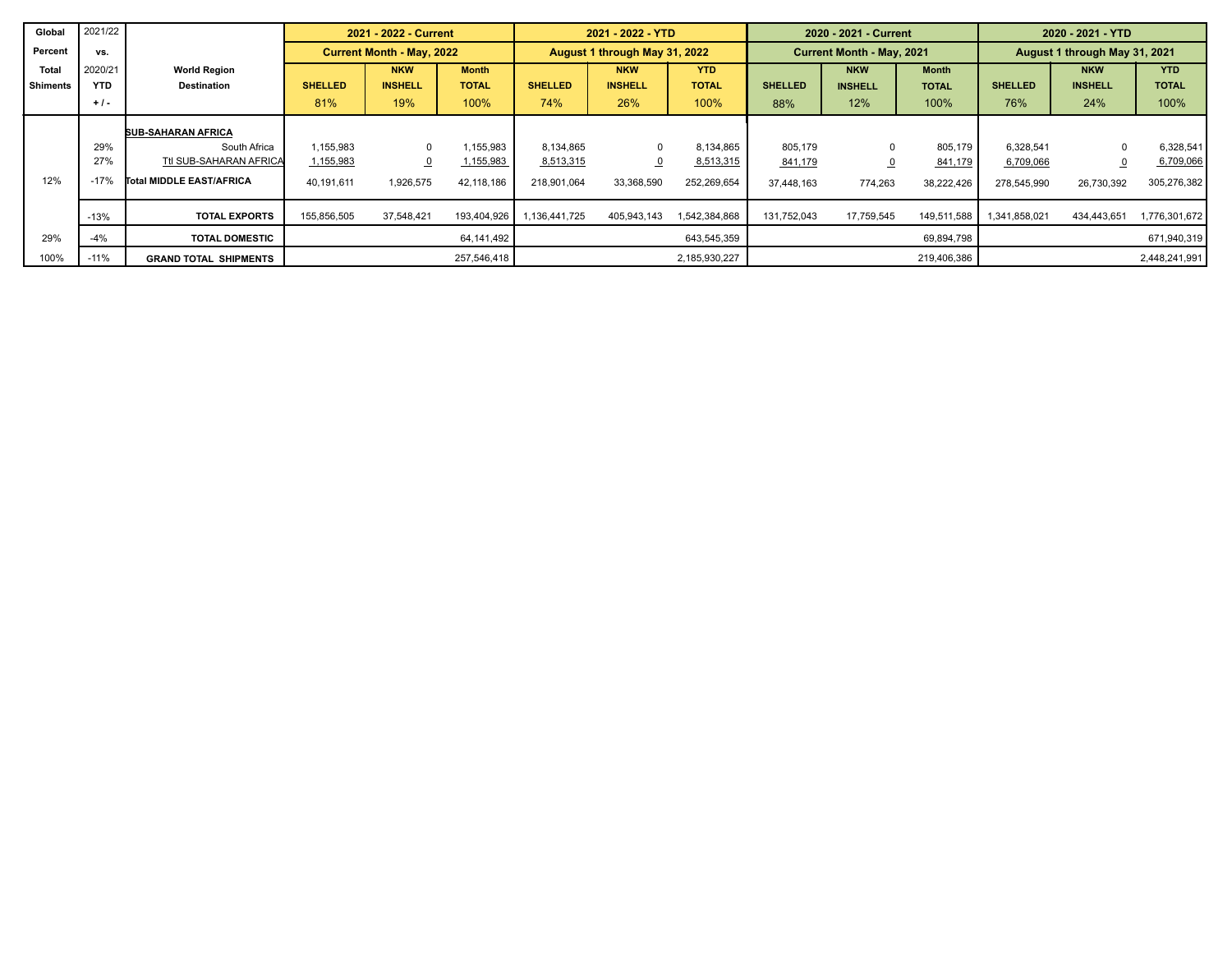| Global Percent Total Shiments | 2021/22 vs. 2020/21 YTD + / - | World Region Destination | 2021 - 2022 - Current | | | 2021 - 2022 - YTD | | | 2020 - 2021 - Current | | | 2020 - 2021 - YTD | | |
|---|---|---|---|---|---|---|---|---|---|---|---|---|---|---|
| | | | Current Month - May, 2022 | | | August 1 through May 31, 2022 | | | Current Month - May, 2021 | | | August 1 through May 31, 2021 | | |
| | | | SHELLED | NKW INSHELL | Month TOTAL | SHELLED | NKW INSHELL | YTD TOTAL | SHELLED | NKW INSHELL | Month TOTAL | SHELLED | NKW INSHELL | YTD TOTAL |
| | | | 81% | 19% | 100% | 74% | 26% | 100% | 88% | 12% | 100% | 76% | 24% | 100% |
| | | **SUB-SAHARAN AFRICA** | | | | | | | | | | | | |
| | 29% | South Africa | 1,155,983 | 0 | 1,155,983 | 8,134,865 | 0 | 8,134,865 | 805,179 | 0 | 805,179 | 6,328,541 | 0 | 6,328,541 |
| | 27% | Ttl SUB-SAHARAN AFRICA | 1,155,983 | 0 | 1,155,983 | 8,513,315 | 0 | 8,513,315 | 841,179 | 0 | 841,179 | 6,709,066 | 0 | 6,709,066 |
| 12% | -17% | **Total MIDDLE EAST/AFRICA** | 40,191,611 | 1,926,575 | 42,118,186 | 218,901,064 | 33,368,590 | 252,269,654 | 37,448,163 | 774,263 | 38,222,426 | 278,545,990 | 26,730,392 | 305,276,382 |
| | -13% | **TOTAL EXPORTS** | 155,856,505 | 37,548,421 | 193,404,926 | 1,136,441,725 | 405,943,143 | 1,542,384,868 | 131,752,043 | 17,759,545 | 149,511,588 | 1,341,858,021 | 434,443,651 | 1,776,301,672 |
| 29% | -4% | **TOTAL DOMESTIC** | | | 64,141,492 | | | 643,545,359 | | | 69,894,798 | | | 671,940,319 |
| 100% | -11% | **GRAND TOTAL SHIPMENTS** | | | 257,546,418 | | | 2,185,930,227 | | | 219,406,386 | | | 2,448,241,991 |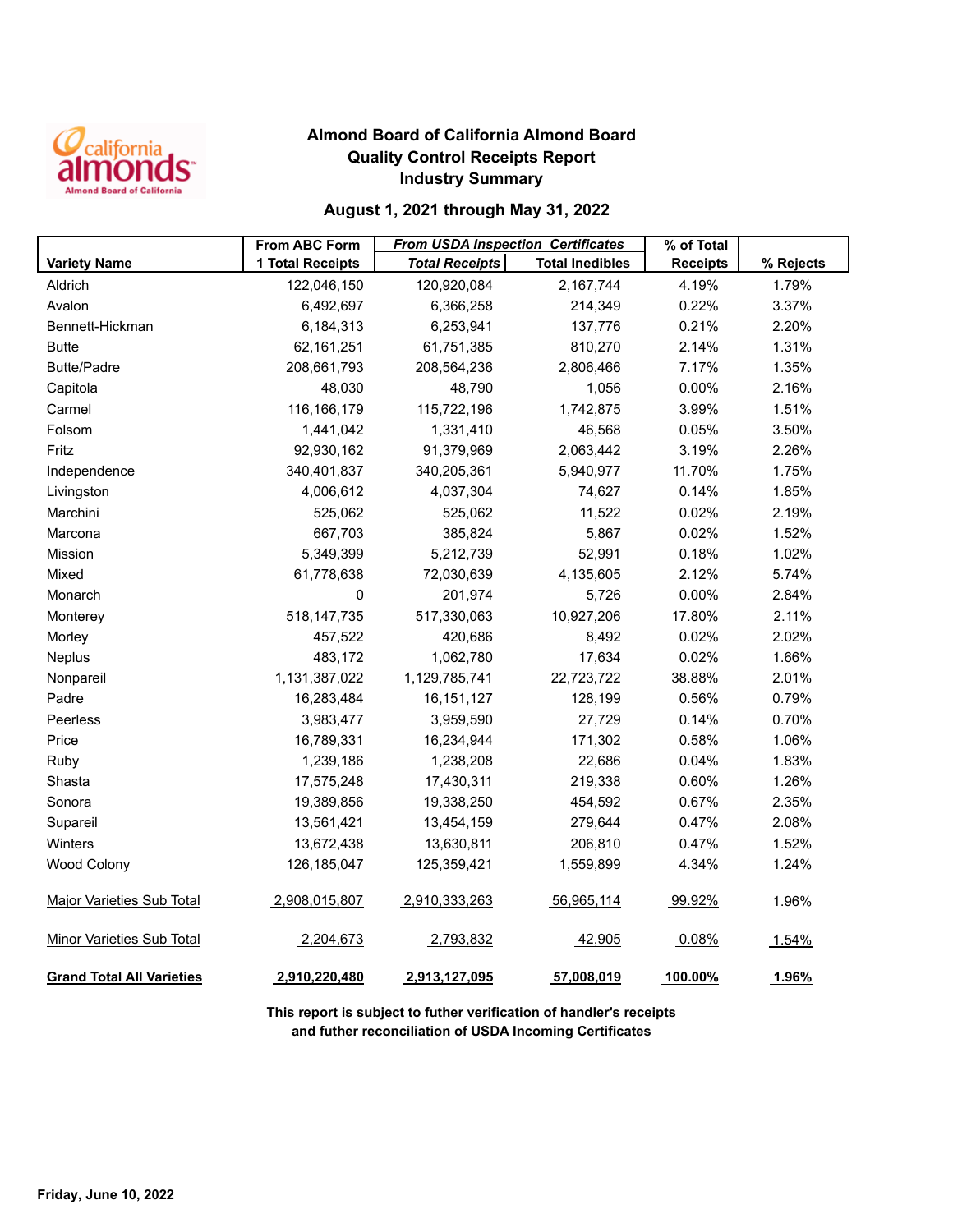# Almond Board of California Almond Board
## Quality Control Receipts Report
## Industry Summary

### August 1, 2021 through May 31, 2022

| Variety Name | From ABC Form 1 Total Receipts | *From USDA Inspection Certificates* *Total Receipts* | Total Inedibles | % of Total Receipts | % Rejects |
|---|---|---|---|---|---|
| Aldrich | 122,046,150 | 120,920,084 | 2,167,744 | 4.19% | 1.79% |
| Avalon | 6,492,697 | 6,366,258 | 214,349 | 0.22% | 3.37% |
| Bennett-Hickman | 6,184,313 | 6,253,941 | 137,776 | 0.21% | 2.20% |
| Butte | 62,161,251 | 61,751,385 | 810,270 | 2.14% | 1.31% |
| Butte/Padre | 208,661,793 | 208,564,236 | 2,806,466 | 7.17% | 1.35% |
| Capitola | 48,030 | 48,790 | 1,056 | 0.00% | 2.16% |
| Carmel | 116,166,179 | 115,722,196 | 1,742,875 | 3.99% | 1.51% |
| Folsom | 1,441,042 | 1,331,410 | 46,568 | 0.05% | 3.50% |
| Fritz | 92,930,162 | 91,379,969 | 2,063,442 | 3.19% | 2.26% |
| Independence | 340,401,837 | 340,205,361 | 5,940,977 | 11.70% | 1.75% |
| Livingston | 4,006,612 | 4,037,304 | 74,627 | 0.14% | 1.85% |
| Marchini | 525,062 | 525,062 | 11,522 | 0.02% | 2.19% |
| Marcona | 667,703 | 385,824 | 5,867 | 0.02% | 1.52% |
| Mission | 5,349,399 | 5,212,739 | 52,991 | 0.18% | 1.02% |
| Mixed | 61,778,638 | 72,030,639 | 4,135,605 | 2.12% | 5.74% |
| Monarch | 0 | 201,974 | 5,726 | 0.00% | 2.84% |
| Monterey | 518,147,735 | 517,330,063 | 10,927,206 | 17.80% | 2.11% |
| Morley | 457,522 | 420,686 | 8,492 | 0.02% | 2.02% |
| Neplus | 483,172 | 1,062,780 | 17,634 | 0.02% | 1.66% |
| Nonpareil | 1,131,387,022 | 1,129,785,741 | 22,723,722 | 38.88% | 2.01% |
| Padre | 16,283,484 | 16,151,127 | 128,199 | 0.56% | 0.79% |
| Peerless | 3,983,477 | 3,959,590 | 27,729 | 0.14% | 0.70% |
| Price | 16,789,331 | 16,234,944 | 171,302 | 0.58% | 1.06% |
| Ruby | 1,239,186 | 1,238,208 | 22,686 | 0.04% | 1.83% |
| Shasta | 17,575,248 | 17,430,311 | 219,338 | 0.60% | 1.26% |
| Sonora | 19,389,856 | 19,338,250 | 454,592 | 0.67% | 2.35% |
| Supareil | 13,561,421 | 13,454,159 | 279,644 | 0.47% | 2.08% |
| Winters | 13,672,438 | 13,630,811 | 206,810 | 0.47% | 1.52% |
| Wood Colony | 126,185,047 | 125,359,421 | 1,559,899 | 4.34% | 1.24% |
| Major Varieties Sub Total | 2,908,015,807 | 2,910,333,263 | 56,965,114 | 99.92% | 1.96% |
| Minor Varieties Sub Total | 2,204,673 | 2,793,832 | 42,905 | 0.08% | 1.54% |
| **Grand Total All Varieties** | **2,910,220,480** | **2,913,127,095** | **57,008,019** | **100.00%** | **1.96%** |

**This report is subject to futher verification of handler's receipts and futher reconciliation of USDA Incoming Certificates**

**Friday, June 10, 2022**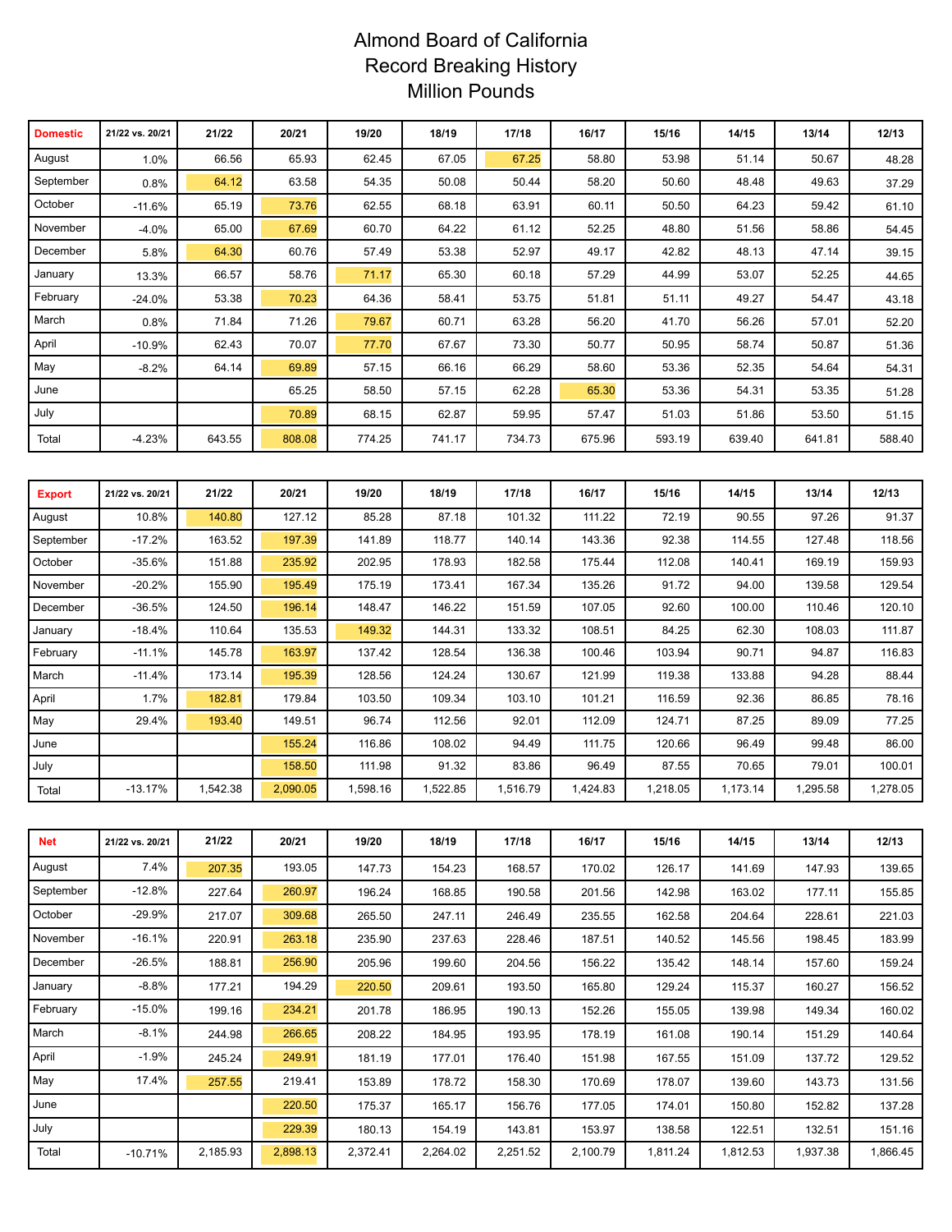# Almond Board of California
# Record Breaking History
# Million Pounds

| Domestic | 21/22 vs. 20/21 | 21/22 | 20/21 | 19/20 | 18/19 | 17/18 | 16/17 | 15/16 | 14/15 | 13/14 | 12/13 |
|---|---|---|---|---|---|---|---|---|---|---|---|
| August | 1.0% | 66.56 | 65.93 | 62.45 | 67.05 | 67.25 | 58.80 | 53.98 | 51.14 | 50.67 | 48.28 |
| September | 0.8% | 64.12 | 63.58 | 54.35 | 50.08 | 50.44 | 58.20 | 50.60 | 48.48 | 49.63 | 37.29 |
| October | -11.6% | 65.19 | 73.76 | 62.55 | 68.18 | 63.91 | 60.11 | 50.50 | 64.23 | 59.42 | 61.10 |
| November | -4.0% | 65.00 | 67.69 | 60.70 | 64.22 | 61.12 | 52.25 | 48.80 | 51.56 | 58.86 | 54.45 |
| December | 5.8% | 64.30 | 60.76 | 57.49 | 53.38 | 52.97 | 49.17 | 42.82 | 48.13 | 47.14 | 39.15 |
| January | 13.3% | 66.57 | 58.76 | 71.17 | 65.30 | 60.18 | 57.29 | 44.99 | 53.07 | 52.25 | 44.65 |
| February | -24.0% | 53.38 | 70.23 | 64.36 | 58.41 | 53.75 | 51.81 | 51.11 | 49.27 | 54.47 | 43.18 |
| March | 0.8% | 71.84 | 71.26 | 79.67 | 60.71 | 63.28 | 56.20 | 41.70 | 56.26 | 57.01 | 52.20 |
| April | -10.9% | 62.43 | 70.07 | 77.70 | 67.67 | 73.30 | 50.77 | 50.95 | 58.74 | 50.87 | 51.36 |
| May | -8.2% | 64.14 | 69.89 | 57.15 | 66.16 | 66.29 | 58.60 | 53.36 | 52.35 | 54.64 | 54.31 |
| June | | | 65.25 | 58.50 | 57.15 | 62.28 | 65.30 | 53.36 | 54.31 | 53.35 | 51.28 |
| July | | | 70.89 | 68.15 | 62.87 | 59.95 | 57.47 | 51.03 | 51.86 | 53.50 | 51.15 |
| Total | -4.23% | 643.55 | 808.08 | 774.25 | 741.17 | 734.73 | 675.96 | 593.19 | 639.40 | 641.81 | 588.40 |

| Export | 21/22 vs. 20/21 | 21/22 | 20/21 | 19/20 | 18/19 | 17/18 | 16/17 | 15/16 | 14/15 | 13/14 | 12/13 |
|---|---|---|---|---|---|---|---|---|---|---|---|
| August | 10.8% | 140.80 | 127.12 | 85.28 | 87.18 | 101.32 | 111.22 | 72.19 | 90.55 | 97.26 | 91.37 |
| September | -17.2% | 163.52 | 197.39 | 141.89 | 118.77 | 140.14 | 143.36 | 92.38 | 114.55 | 127.48 | 118.56 |
| October | -35.6% | 151.88 | 235.92 | 202.95 | 178.93 | 182.58 | 175.44 | 112.08 | 140.41 | 169.19 | 159.93 |
| November | -20.2% | 155.90 | 195.49 | 175.19 | 173.41 | 167.34 | 135.26 | 91.72 | 94.00 | 139.58 | 129.54 |
| December | -36.5% | 124.50 | 196.14 | 148.47 | 146.22 | 151.59 | 107.05 | 92.60 | 100.00 | 110.46 | 120.10 |
| January | -18.4% | 110.64 | 135.53 | 149.32 | 144.31 | 133.32 | 108.51 | 84.25 | 62.30 | 108.03 | 111.87 |
| February | -11.1% | 145.78 | 163.97 | 137.42 | 128.54 | 136.38 | 100.46 | 103.94 | 90.71 | 94.87 | 116.83 |
| March | -11.4% | 173.14 | 195.39 | 128.56 | 124.24 | 130.67 | 121.99 | 119.38 | 133.88 | 94.28 | 88.44 |
| April | 1.7% | 182.81 | 179.84 | 103.50 | 109.34 | 103.10 | 101.21 | 116.59 | 92.36 | 86.85 | 78.16 |
| May | 29.4% | 193.40 | 149.51 | 96.74 | 112.56 | 92.01 | 112.09 | 124.71 | 87.25 | 89.09 | 77.25 |
| June | | | 155.24 | 116.86 | 108.02 | 94.49 | 111.75 | 120.66 | 96.49 | 99.48 | 86.00 |
| July | | | 158.50 | 111.98 | 91.32 | 83.86 | 96.49 | 87.55 | 70.65 | 79.01 | 100.01 |
| Total | -13.17% | 1,542.38 | 2,090.05 | 1,598.16 | 1,522.85 | 1,516.79 | 1,424.83 | 1,218.05 | 1,173.14 | 1,295.58 | 1,278.05 |

| Net | 21/22 vs. 20/21 | 21/22 | 20/21 | 19/20 | 18/19 | 17/18 | 16/17 | 15/16 | 14/15 | 13/14 | 12/13 |
|---|---|---|---|---|---|---|---|---|---|---|---|
| August | 7.4% | 207.35 | 193.05 | 147.73 | 154.23 | 168.57 | 170.02 | 126.17 | 141.69 | 147.93 | 139.65 |
| September | -12.8% | 227.64 | 260.97 | 196.24 | 168.85 | 190.58 | 201.56 | 142.98 | 163.02 | 177.11 | 155.85 |
| October | -29.9% | 217.07 | 309.68 | 265.50 | 247.11 | 246.49 | 235.55 | 162.58 | 204.64 | 228.61 | 221.03 |
| November | -16.1% | 220.91 | 263.18 | 235.90 | 237.63 | 228.46 | 187.51 | 140.52 | 145.56 | 198.45 | 183.99 |
| December | -26.5% | 188.81 | 256.90 | 205.96 | 199.60 | 204.56 | 156.22 | 135.42 | 148.14 | 157.60 | 159.24 |
| January | -8.8% | 177.21 | 194.29 | 220.50 | 209.61 | 193.50 | 165.80 | 129.24 | 115.37 | 160.27 | 156.52 |
| February | -15.0% | 199.16 | 234.21 | 201.78 | 186.95 | 190.13 | 152.26 | 155.05 | 139.98 | 149.34 | 160.02 |
| March | -8.1% | 244.98 | 266.65 | 208.22 | 184.95 | 193.95 | 178.19 | 161.08 | 190.14 | 151.29 | 140.64 |
| April | -1.9% | 245.24 | 249.91 | 181.19 | 177.01 | 176.40 | 151.98 | 167.55 | 151.09 | 137.72 | 129.52 |
| May | 17.4% | 257.55 | 219.41 | 153.89 | 178.72 | 158.30 | 170.69 | 178.07 | 139.60 | 143.73 | 131.56 |
| June | | | 220.50 | 175.37 | 165.17 | 156.76 | 177.05 | 174.01 | 150.80 | 152.82 | 137.28 |
| July | | | 229.39 | 180.13 | 154.19 | 143.81 | 153.97 | 138.58 | 122.51 | 132.51 | 151.16 |
| Total | -10.71% | 2,185.93 | 2,898.13 | 2,372.41 | 2,264.02 | 2,251.52 | 2,100.79 | 1,811.24 | 1,812.53 | 1,937.38 | 1,866.45 |